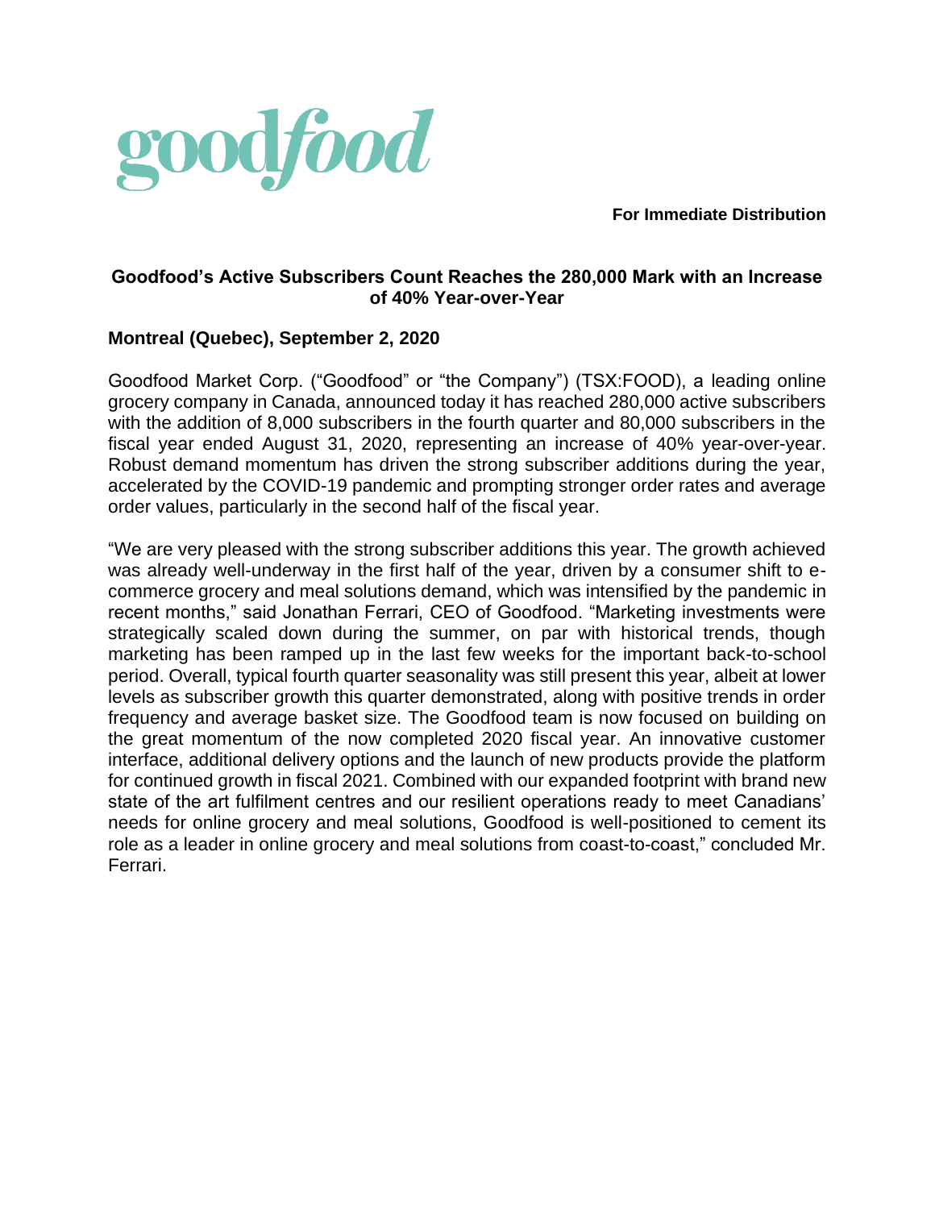goodfood

**For Immediate Distribution**

## Goodfood's Active Subscribers Count Reaches the 280,000 Mark with an Increase of 40% Year-over-Year

**Montreal (Quebec), September 2, 2020**

Goodfood Market Corp. ("Goodfood" or "the Company") (TSX:FOOD), a leading online grocery company in Canada, announced today it has reached 280,000 active subscribers with the addition of 8,000 subscribers in the fourth quarter and 80,000 subscribers in the fiscal year ended August 31, 2020, representing an increase of 40% year-over-year. Robust demand momentum has driven the strong subscriber additions during the year, accelerated by the COVID-19 pandemic and prompting stronger order rates and average order values, particularly in the second half of the fiscal year.

"We are very pleased with the strong subscriber additions this year. The growth achieved was already well-underway in the first half of the year, driven by a consumer shift to e-commerce grocery and meal solutions demand, which was intensified by the pandemic in recent months," said Jonathan Ferrari, CEO of Goodfood. "Marketing investments were strategically scaled down during the summer, on par with historical trends, though marketing has been ramped up in the last few weeks for the important back-to-school period. Overall, typical fourth quarter seasonality was still present this year, albeit at lower levels as subscriber growth this quarter demonstrated, along with positive trends in order frequency and average basket size. The Goodfood team is now focused on building on the great momentum of the now completed 2020 fiscal year. An innovative customer interface, additional delivery options and the launch of new products provide the platform for continued growth in fiscal 2021. Combined with our expanded footprint with brand new state of the art fulfilment centres and our resilient operations ready to meet Canadians' needs for online grocery and meal solutions, Goodfood is well-positioned to cement its role as a leader in online grocery and meal solutions from coast-to-coast," concluded Mr. Ferrari.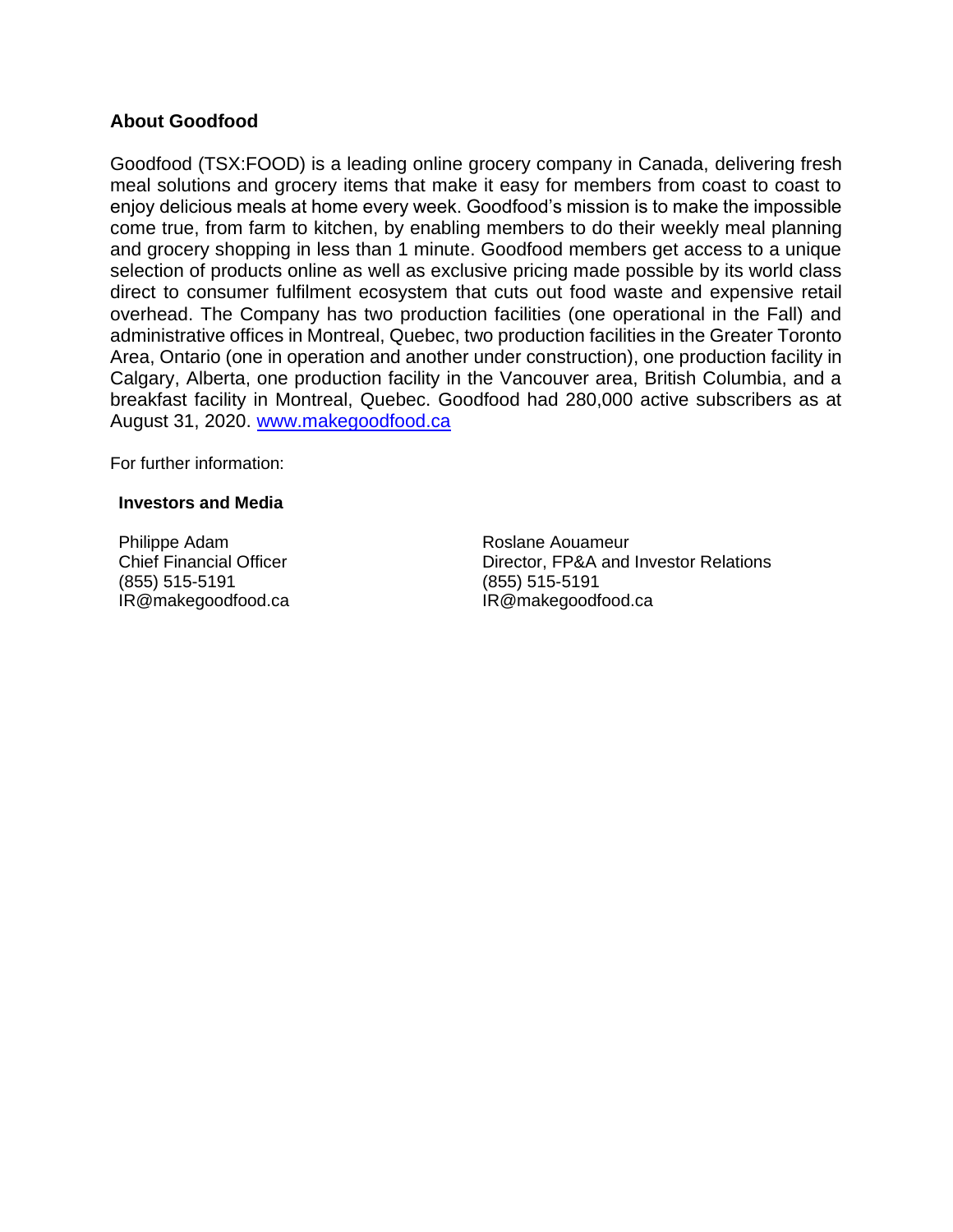## About Goodfood

Goodfood (TSX:FOOD) is a leading online grocery company in Canada, delivering fresh meal solutions and grocery items that make it easy for members from coast to coast to enjoy delicious meals at home every week. Goodfood's mission is to make the impossible come true, from farm to kitchen, by enabling members to do their weekly meal planning and grocery shopping in less than 1 minute. Goodfood members get access to a unique selection of products online as well as exclusive pricing made possible by its world class direct to consumer fulfilment ecosystem that cuts out food waste and expensive retail overhead. The Company has two production facilities (one operational in the Fall) and administrative offices in Montreal, Quebec, two production facilities in the Greater Toronto Area, Ontario (one in operation and another under construction), one production facility in Calgary, Alberta, one production facility in the Vancouver area, British Columbia, and a breakfast facility in Montreal, Quebec. Goodfood had 280,000 active subscribers as at August 31, 2020. [www.makegoodfood.ca](http://www.makegoodfood.ca)

For further information:

**Investors and Media**

Philippe Adam
Chief Financial Officer
(855) 515-5191
IR@makegoodfood.ca

Roslane Aouameur
Director, FP&A and Investor Relations
(855) 515-5191
IR@makegoodfood.ca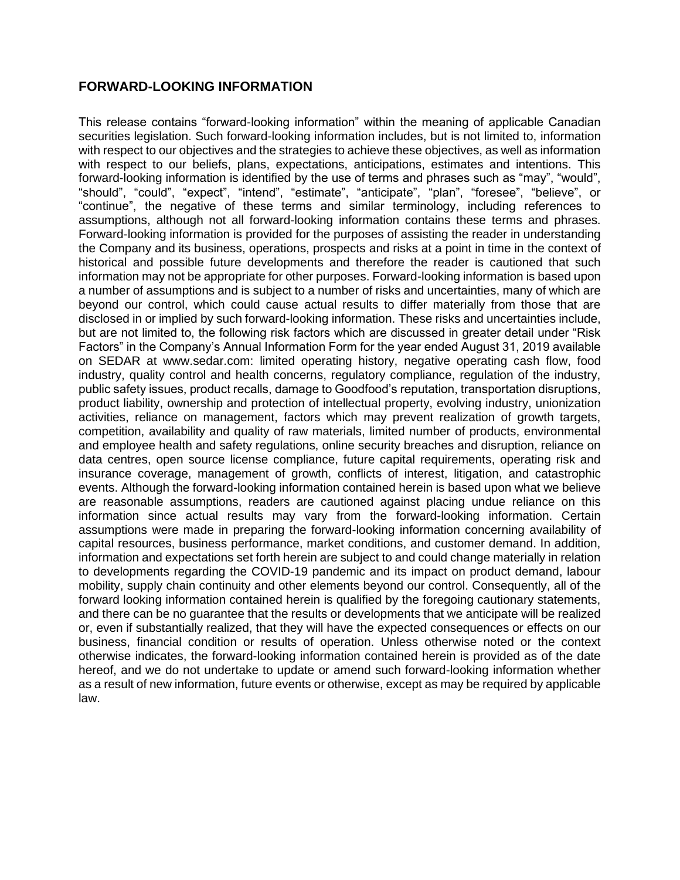## FORWARD-LOOKING INFORMATION

This release contains "forward-looking information" within the meaning of applicable Canadian securities legislation. Such forward-looking information includes, but is not limited to, information with respect to our objectives and the strategies to achieve these objectives, as well as information with respect to our beliefs, plans, expectations, anticipations, estimates and intentions. This forward-looking information is identified by the use of terms and phrases such as "may", "would", "should", "could", "expect", "intend", "estimate", "anticipate", "plan", "foresee", "believe", or "continue", the negative of these terms and similar terminology, including references to assumptions, although not all forward-looking information contains these terms and phrases. Forward-looking information is provided for the purposes of assisting the reader in understanding the Company and its business, operations, prospects and risks at a point in time in the context of historical and possible future developments and therefore the reader is cautioned that such information may not be appropriate for other purposes. Forward-looking information is based upon a number of assumptions and is subject to a number of risks and uncertainties, many of which are beyond our control, which could cause actual results to differ materially from those that are disclosed in or implied by such forward-looking information. These risks and uncertainties include, but are not limited to, the following risk factors which are discussed in greater detail under "Risk Factors" in the Company's Annual Information Form for the year ended August 31, 2019 available on SEDAR at www.sedar.com: limited operating history, negative operating cash flow, food industry, quality control and health concerns, regulatory compliance, regulation of the industry, public safety issues, product recalls, damage to Goodfood's reputation, transportation disruptions, product liability, ownership and protection of intellectual property, evolving industry, unionization activities, reliance on management, factors which may prevent realization of growth targets, competition, availability and quality of raw materials, limited number of products, environmental and employee health and safety regulations, online security breaches and disruption, reliance on data centres, open source license compliance, future capital requirements, operating risk and insurance coverage, management of growth, conflicts of interest, litigation, and catastrophic events. Although the forward-looking information contained herein is based upon what we believe are reasonable assumptions, readers are cautioned against placing undue reliance on this information since actual results may vary from the forward-looking information. Certain assumptions were made in preparing the forward-looking information concerning availability of capital resources, business performance, market conditions, and customer demand. In addition, information and expectations set forth herein are subject to and could change materially in relation to developments regarding the COVID-19 pandemic and its impact on product demand, labour mobility, supply chain continuity and other elements beyond our control. Consequently, all of the forward looking information contained herein is qualified by the foregoing cautionary statements, and there can be no guarantee that the results or developments that we anticipate will be realized or, even if substantially realized, that they will have the expected consequences or effects on our business, financial condition or results of operation. Unless otherwise noted or the context otherwise indicates, the forward-looking information contained herein is provided as of the date hereof, and we do not undertake to update or amend such forward-looking information whether as a result of new information, future events or otherwise, except as may be required by applicable law.